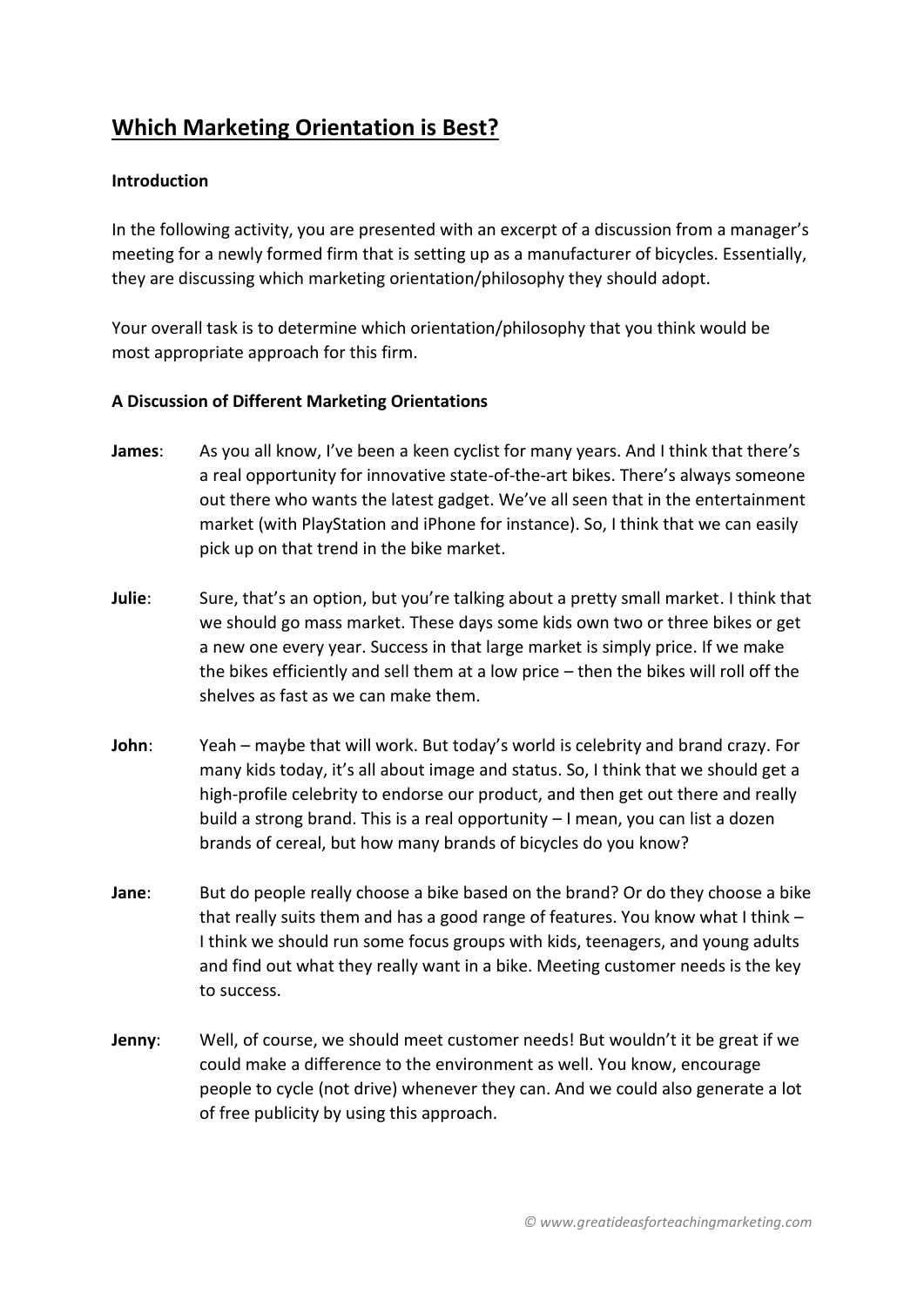# Which Marketing Orientation is Best?

**Introduction**

In the following activity, you are presented with an excerpt of a discussion from a manager's meeting for a newly formed firm that is setting up as a manufacturer of bicycles. Essentially, they are discussing which marketing orientation/philosophy they should adopt.

Your overall task is to determine which orientation/philosophy that you think would be most appropriate approach for this firm.

**A Discussion of Different Marketing Orientations**

**James**: As you all know, I've been a keen cyclist for many years. And I think that there's a real opportunity for innovative state-of-the-art bikes. There's always someone out there who wants the latest gadget. We've all seen that in the entertainment market (with PlayStation and iPhone for instance). So, I think that we can easily pick up on that trend in the bike market.

**Julie**: Sure, that's an option, but you're talking about a pretty small market. I think that we should go mass market. These days some kids own two or three bikes or get a new one every year. Success in that large market is simply price. If we make the bikes efficiently and sell them at a low price – then the bikes will roll off the shelves as fast as we can make them.

**John**: Yeah – maybe that will work. But today's world is celebrity and brand crazy. For many kids today, it's all about image and status. So, I think that we should get a high-profile celebrity to endorse our product, and then get out there and really build a strong brand. This is a real opportunity – I mean, you can list a dozen brands of cereal, but how many brands of bicycles do you know?

**Jane**: But do people really choose a bike based on the brand? Or do they choose a bike that really suits them and has a good range of features. You know what I think – I think we should run some focus groups with kids, teenagers, and young adults and find out what they really want in a bike. Meeting customer needs is the key to success.

**Jenny**: Well, of course, we should meet customer needs! But wouldn't it be great if we could make a difference to the environment as well. You know, encourage people to cycle (not drive) whenever they can. And we could also generate a lot of free publicity by using this approach.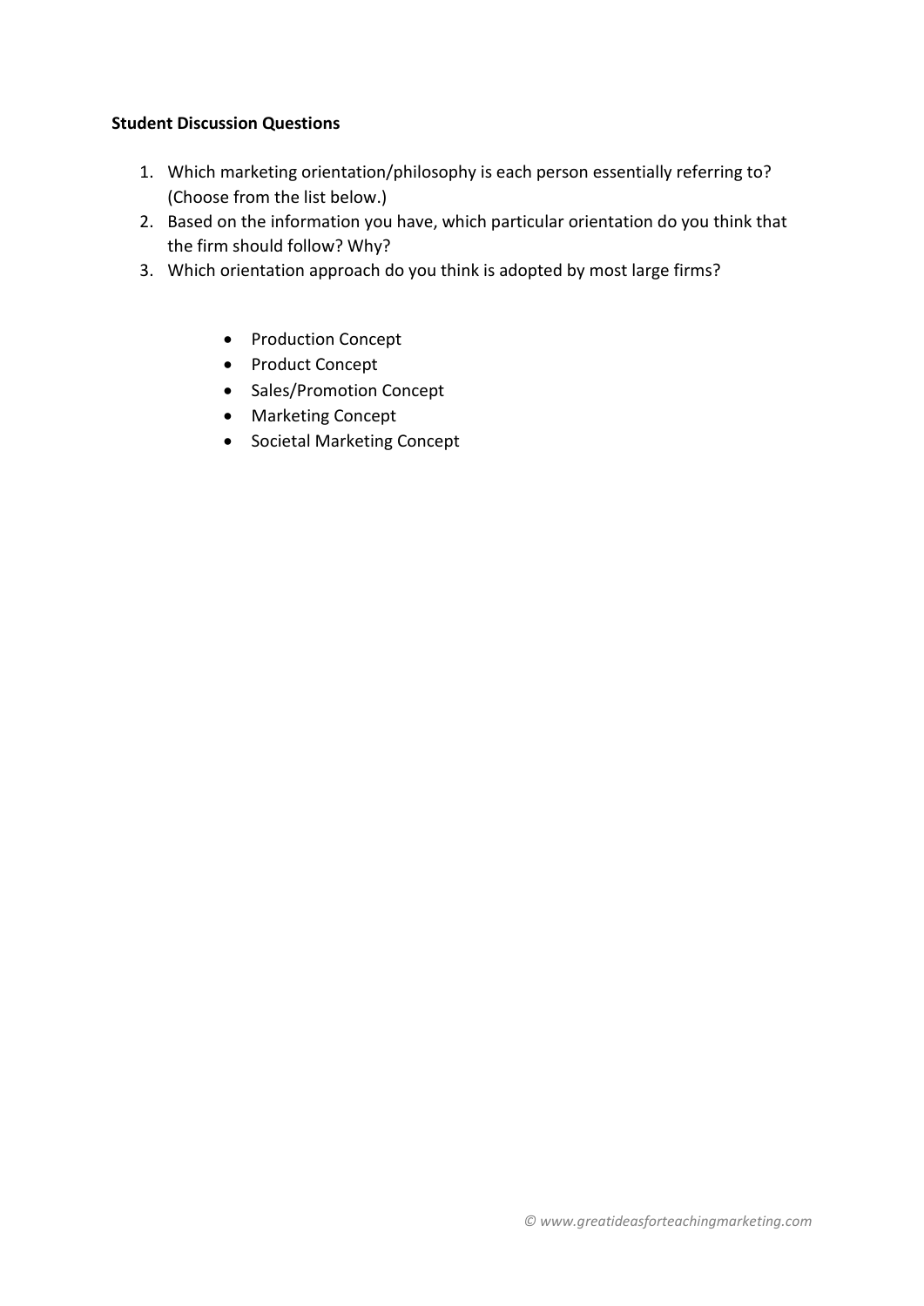**Student Discussion Questions**

1. Which marketing orientation/philosophy is each person essentially referring to? (Choose from the list below.)
2. Based on the information you have, which particular orientation do you think that the firm should follow? Why?
3. Which orientation approach do you think is adopted by most large firms?

- Production Concept
- Product Concept
- Sales/Promotion Concept
- Marketing Concept
- Societal Marketing Concept

*© www.greatideasforteachingmarketing.com*